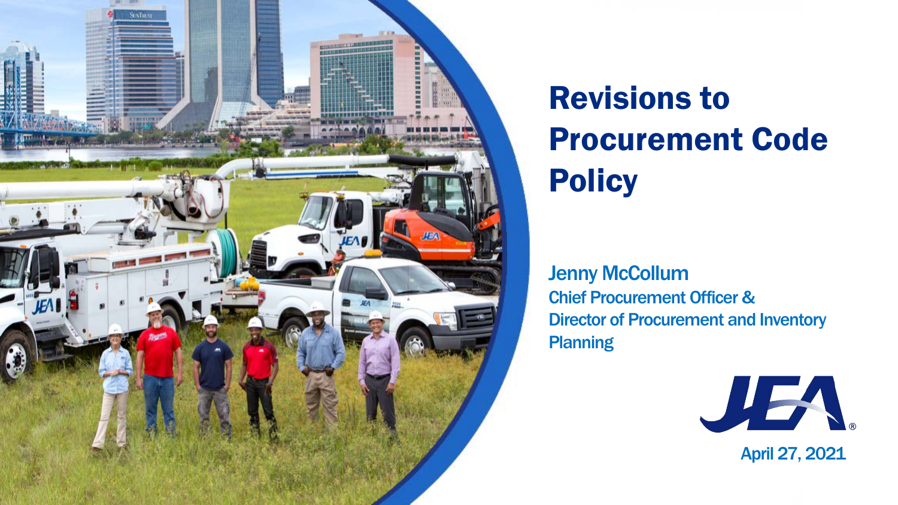# Revisions to Procurement Code Policy

Jenny McCollum

Chief Procurement Officer &
Director of Procurement and Inventory Planning

JEA

April 27, 2021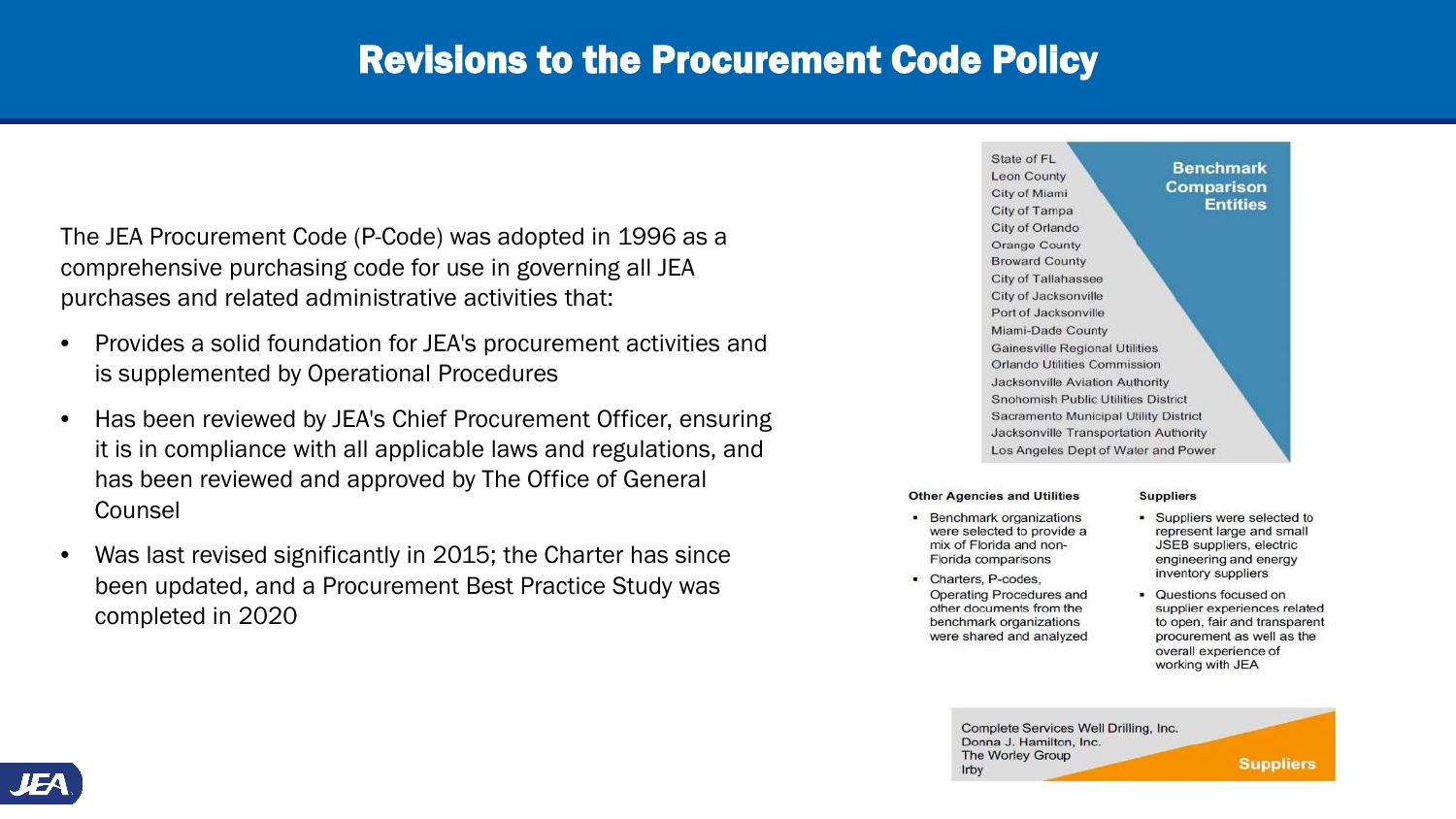# Revisions to the Procurement Code Policy

The JEA Procurement Code (P-Code) was adopted in 1996 as a comprehensive purchasing code for use in governing all JEA purchases and related administrative activities that:

- Provides a solid foundation for JEA's procurement activities and is supplemented by Operational Procedures
- Has been reviewed by JEA's Chief Procurement Officer, ensuring it is in compliance with all applicable laws and regulations, and has been reviewed and approved by The Office of General Counsel
- Was last revised significantly in 2015; the Charter has since been updated, and a Procurement Best Practice Study was completed in 2020

**Benchmark Comparison Entities**

State of FL
Leon County
City of Miami
City of Tampa
City of Orlando
Orange County
Broward County
City of Tallahassee
City of Jacksonville
Port of Jacksonville
Miami-Dade County
Gainesville Regional Utilities
Orlando Utilities Commission
Jacksonville Aviation Authority
Snohomish Public Utilities District
Sacramento Municipal Utility District
Jacksonville Transportation Authority
Los Angeles Dept of Water and Power

**Other Agencies and Utilities**

- Benchmark organizations were selected to provide a mix of Florida and non-Florida comparisons
- Charters, P-codes, Operating Procedures and other documents from the benchmark organizations were shared and analyzed

**Suppliers**

- Suppliers were selected to represent large and small JSEB suppliers, electric engineering and energy inventory suppliers
- Questions focused on supplier experiences related to open, fair and transparent procurement as well as the overall experience of working with JEA

**Suppliers**

Complete Services Well Drilling, Inc.
Donna J. Hamilton, Inc.
The Worley Group
Irby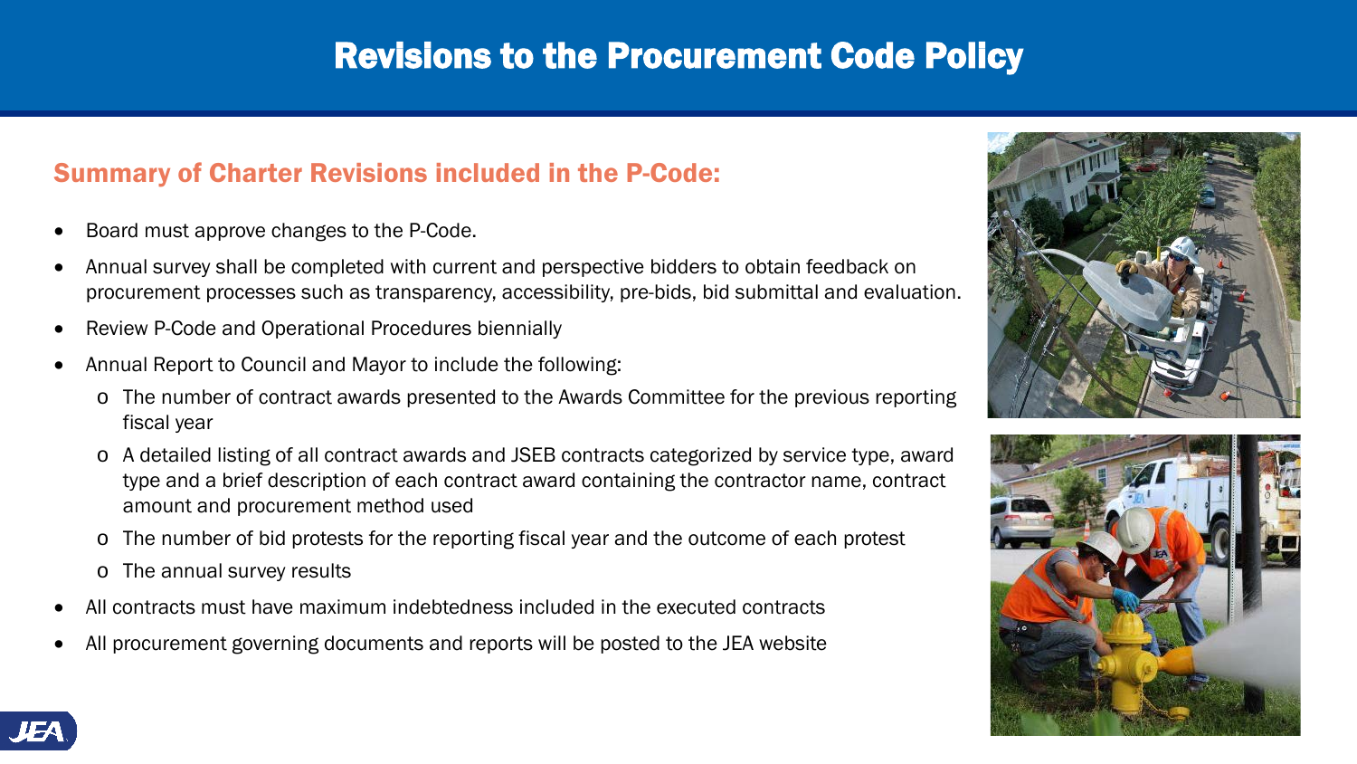# Revisions to the Procurement Code Policy

## Summary of Charter Revisions included in the P-Code:

- Board must approve changes to the P-Code.
- Annual survey shall be completed with current and perspective bidders to obtain feedback on procurement processes such as transparency, accessibility, pre-bids, bid submittal and evaluation.
- Review P-Code and Operational Procedures biennially
- Annual Report to Council and Mayor to include the following:
  - The number of contract awards presented to the Awards Committee for the previous reporting fiscal year
  - A detailed listing of all contract awards and JSEB contracts categorized by service type, award type and a brief description of each contract award containing the contractor name, contract amount and procurement method used
  - The number of bid protests for the reporting fiscal year and the outcome of each protest
  - The annual survey results
- All contracts must have maximum indebtedness included in the executed contracts
- All procurement governing documents and reports will be posted to the JEA website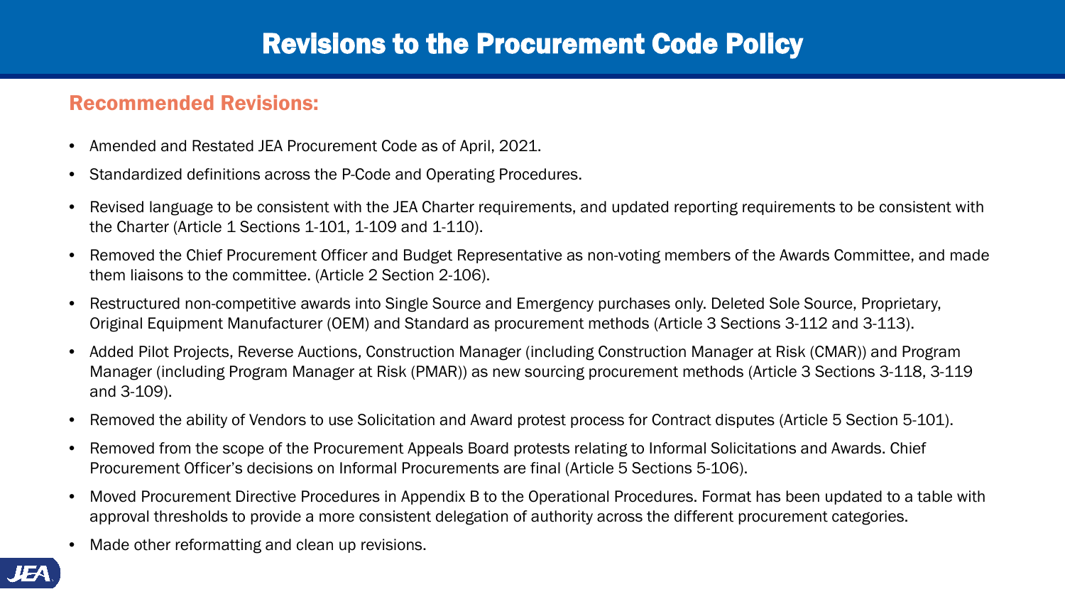# Revisions to the Procurement Code Policy

## Recommended Revisions:

- Amended and Restated JEA Procurement Code as of April, 2021.
- Standardized definitions across the P-Code and Operating Procedures.
- Revised language to be consistent with the JEA Charter requirements, and updated reporting requirements to be consistent with the Charter (Article 1 Sections 1-101, 1-109 and 1-110).
- Removed the Chief Procurement Officer and Budget Representative as non-voting members of the Awards Committee, and made them liaisons to the committee. (Article 2 Section 2-106).
- Restructured non-competitive awards into Single Source and Emergency purchases only. Deleted Sole Source, Proprietary, Original Equipment Manufacturer (OEM) and Standard as procurement methods (Article 3 Sections 3-112 and 3-113).
- Added Pilot Projects, Reverse Auctions, Construction Manager (including Construction Manager at Risk (CMAR)) and Program Manager (including Program Manager at Risk (PMAR)) as new sourcing procurement methods (Article 3 Sections 3-118, 3-119 and 3-109).
- Removed the ability of Vendors to use Solicitation and Award protest process for Contract disputes (Article 5 Section 5-101).
- Removed from the scope of the Procurement Appeals Board protests relating to Informal Solicitations and Awards. Chief Procurement Officer's decisions on Informal Procurements are final (Article 5 Sections 5-106).
- Moved Procurement Directive Procedures in Appendix B to the Operational Procedures. Format has been updated to a table with approval thresholds to provide a more consistent delegation of authority across the different procurement categories.
- Made other reformatting and clean up revisions.